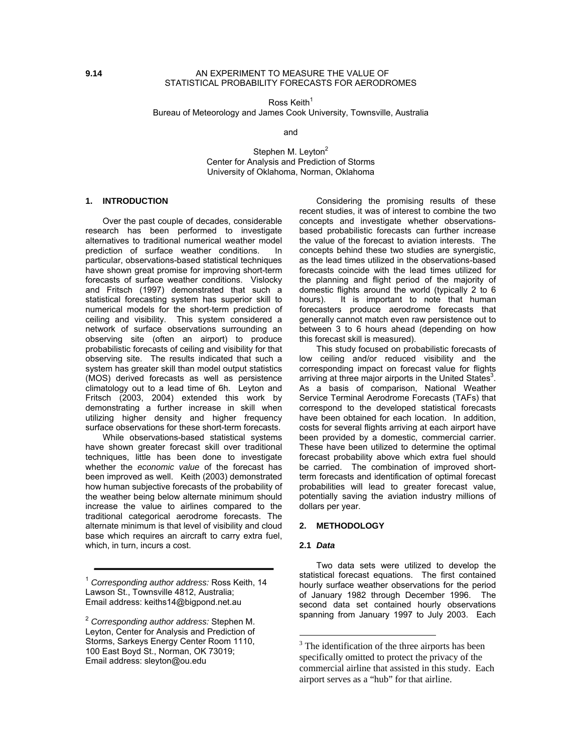**9.14** AN EXPERIMENT TO MEASURE THE VALUE OF STATISTICAL PROBABILITY FORECASTS FOR AERODROMES

Ross Keith[1]
Bureau of Meteorology and James Cook University, Townsville, Australia

and

Stephen M. Leyton[2]
Center for Analysis and Prediction of Storms
University of Oklahoma, Norman, Oklahoma

## 1. INTRODUCTION

Over the past couple of decades, considerable research has been performed to investigate alternatives to traditional numerical weather model prediction of surface weather conditions. In particular, observations-based statistical techniques have shown great promise for improving short-term forecasts of surface weather conditions. Vislocky and Fritsch (1997) demonstrated that such a statistical forecasting system has superior skill to numerical models for the short-term prediction of ceiling and visibility. This system considered a network of surface observations surrounding an observing site (often an airport) to produce probabilistic forecasts of ceiling and visibility for that observing site. The results indicated that such a system has greater skill than model output statistics (MOS) derived forecasts as well as persistence climatology out to a lead time of 6h. Leyton and Fritsch (2003, 2004) extended this work by demonstrating a further increase in skill when utilizing higher density and higher frequency surface observations for these short-term forecasts.

While observations-based statistical systems have shown greater forecast skill over traditional techniques, little has been done to investigate whether the *economic value* of the forecast has been improved as well. Keith (2003) demonstrated how human subjective forecasts of the probability of the weather being below alternate minimum should increase the value to airlines compared to the traditional categorical aerodrome forecasts. The alternate minimum is that level of visibility and cloud base which requires an aircraft to carry extra fuel, which, in turn, incurs a cost.

Considering the promising results of these recent studies, it was of interest to combine the two concepts and investigate whether observations-based probabilistic forecasts can further increase the value of the forecast to aviation interests. The concepts behind these two studies are synergistic, as the lead times utilized in the observations-based forecasts coincide with the lead times utilized for the planning and flight period of the majority of domestic flights around the world (typically 2 to 6 hours). It is important to note that human forecasters produce aerodrome forecasts that generally cannot match even raw persistence out to between 3 to 6 hours ahead (depending on how this forecast skill is measured).

This study focused on probabilistic forecasts of low ceiling and/or reduced visibility and the corresponding impact on forecast value for flights arriving at three major airports in the United States[3]. As a basis of comparison, National Weather Service Terminal Aerodrome Forecasts (TAFs) that correspond to the developed statistical forecasts have been obtained for each location. In addition, costs for several flights arriving at each airport have been provided by a domestic, commercial carrier. These have been utilized to determine the optimal forecast probability above which extra fuel should be carried. The combination of improved short-term forecasts and identification of optimal forecast probabilities will lead to greater forecast value, potentially saving the aviation industry millions of dollars per year.

## 2. METHODOLOGY

### 2.1 *Data*

Two data sets were utilized to develop the statistical forecast equations. The first contained hourly surface weather observations for the period of January 1982 through December 1996. The second data set contained hourly observations spanning from January 1997 to July 2003. Each

---

[1] *Corresponding author address:* Ross Keith, 14 Lawson St., Townsville 4812, Australia; Email address: keiths14@bigpond.net.au

[2] *Corresponding author address:* Stephen M. Leyton, Center for Analysis and Prediction of Storms, Sarkeys Energy Center Room 1110, 100 East Boyd St., Norman, OK 73019; Email address: sleyton@ou.edu

[3] The identification of the three airports has been specifically omitted to protect the privacy of the commercial airline that assisted in this study. Each airport serves as a "hub" for that airline.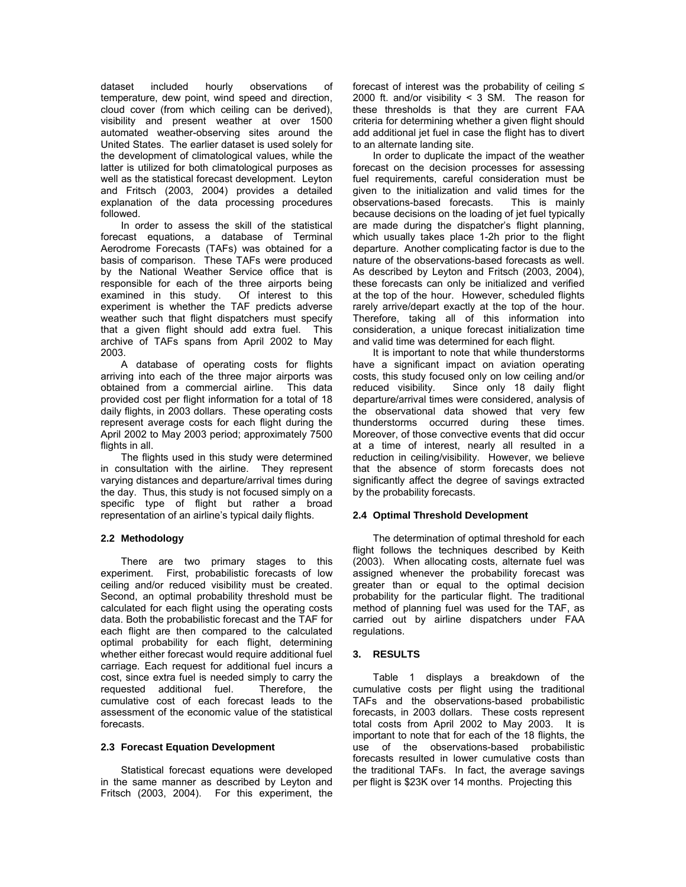dataset included hourly observations of temperature, dew point, wind speed and direction, cloud cover (from which ceiling can be derived), visibility and present weather at over 1500 automated weather-observing sites around the United States. The earlier dataset is used solely for the development of climatological values, while the latter is utilized for both climatological purposes as well as the statistical forecast development. Leyton and Fritsch (2003, 2004) provides a detailed explanation of the data processing procedures followed.

In order to assess the skill of the statistical forecast equations, a database of Terminal Aerodrome Forecasts (TAFs) was obtained for a basis of comparison. These TAFs were produced by the National Weather Service office that is responsible for each of the three airports being examined in this study. Of interest to this experiment is whether the TAF predicts adverse weather such that flight dispatchers must specify that a given flight should add extra fuel. This archive of TAFs spans from April 2002 to May 2003.

A database of operating costs for flights arriving into each of the three major airports was obtained from a commercial airline. This data provided cost per flight information for a total of 18 daily flights, in 2003 dollars. These operating costs represent average costs for each flight during the April 2002 to May 2003 period; approximately 7500 flights in all.

The flights used in this study were determined in consultation with the airline. They represent varying distances and departure/arrival times during the day. Thus, this study is not focused simply on a specific type of flight but rather a broad representation of an airline's typical daily flights.

### 2.2 Methodology

There are two primary stages to this experiment. First, probabilistic forecasts of low ceiling and/or reduced visibility must be created. Second, an optimal probability threshold must be calculated for each flight using the operating costs data. Both the probabilistic forecast and the TAF for each flight are then compared to the calculated optimal probability for each flight, determining whether either forecast would require additional fuel carriage. Each request for additional fuel incurs a cost, since extra fuel is needed simply to carry the requested additional fuel. Therefore, the cumulative cost of each forecast leads to the assessment of the economic value of the statistical forecasts.

### 2.3 Forecast Equation Development

Statistical forecast equations were developed in the same manner as described by Leyton and Fritsch (2003, 2004). For this experiment, the forecast of interest was the probability of ceiling ≤ 2000 ft. and/or visibility < 3 SM. The reason for these thresholds is that they are current FAA criteria for determining whether a given flight should add additional jet fuel in case the flight has to divert to an alternate landing site.

In order to duplicate the impact of the weather forecast on the decision processes for assessing fuel requirements, careful consideration must be given to the initialization and valid times for the observations-based forecasts. This is mainly because decisions on the loading of jet fuel typically are made during the dispatcher's flight planning, which usually takes place 1-2h prior to the flight departure. Another complicating factor is due to the nature of the observations-based forecasts as well. As described by Leyton and Fritsch (2003, 2004), these forecasts can only be initialized and verified at the top of the hour. However, scheduled flights rarely arrive/depart exactly at the top of the hour. Therefore, taking all of this information into consideration, a unique forecast initialization time and valid time was determined for each flight.

It is important to note that while thunderstorms have a significant impact on aviation operating costs, this study focused only on low ceiling and/or reduced visibility. Since only 18 daily flight departure/arrival times were considered, analysis of the observational data showed that very few thunderstorms occurred during these times. Moreover, of those convective events that did occur at a time of interest, nearly all resulted in a reduction in ceiling/visibility. However, we believe that the absence of storm forecasts does not significantly affect the degree of savings extracted by the probability forecasts.

### 2.4 Optimal Threshold Development

The determination of optimal threshold for each flight follows the techniques described by Keith (2003). When allocating costs, alternate fuel was assigned whenever the probability forecast was greater than or equal to the optimal decision probability for the particular flight. The traditional method of planning fuel was used for the TAF, as carried out by airline dispatchers under FAA regulations.

## 3. RESULTS

Table 1 displays a breakdown of the cumulative costs per flight using the traditional TAFs and the observations-based probabilistic forecasts, in 2003 dollars. These costs represent total costs from April 2002 to May 2003. It is important to note that for each of the 18 flights, the use of the observations-based probabilistic forecasts resulted in lower cumulative costs than the traditional TAFs. In fact, the average savings per flight is $23K over 14 months. Projecting this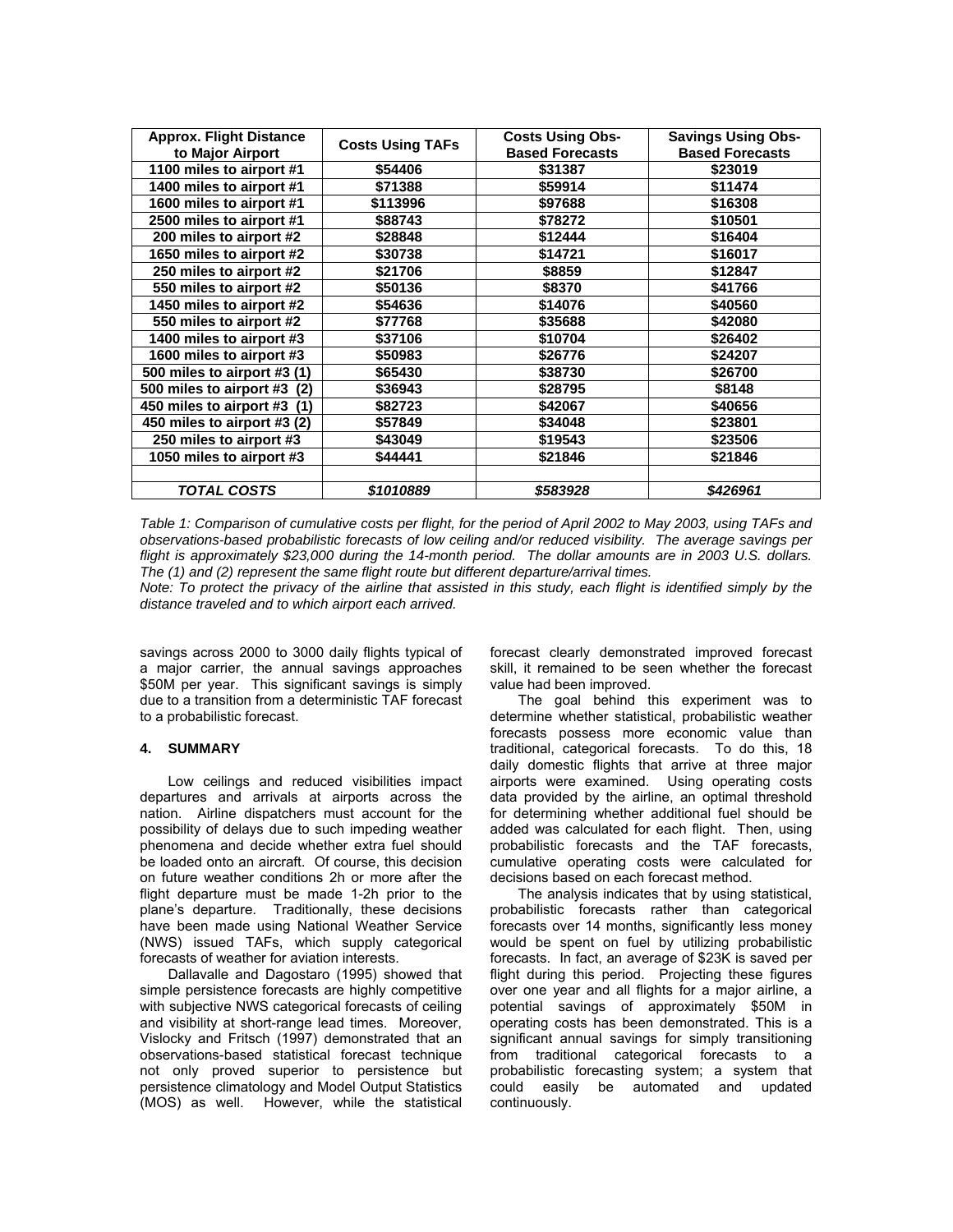| Approx. Flight Distance to Major Airport | Costs Using TAFs | Costs Using Obs-Based Forecasts | Savings Using Obs-Based Forecasts |
|---|---|---|---|
| 1100 miles to airport #1 | $54406 | $31387 | $23019 |
| 1400 miles to airport #1 | $71388 | $59914 | $11474 |
| 1600 miles to airport #1 | $113996 | $97688 | $16308 |
| 2500 miles to airport #1 | $88743 | $78272 | $10501 |
| 200 miles to airport #2 | $28848 | $12444 | $16404 |
| 1650 miles to airport #2 | $30738 | $14721 | $16017 |
| 250 miles to airport #2 | $21706 | $8859 | $12847 |
| 550 miles to airport #2 | $50136 | $8370 | $41766 |
| 1450 miles to airport #2 | $54636 | $14076 | $40560 |
| 550 miles to airport #2 | $77768 | $35688 | $42080 |
| 1400 miles to airport #3 | $37106 | $10704 | $26402 |
| 1600 miles to airport #3 | $50983 | $26776 | $24207 |
| 500 miles to airport #3 (1) | $65430 | $38730 | $26700 |
| 500 miles to airport #3 (2) | $36943 | $28795 | $8148 |
| 450 miles to airport #3 (1) | $82723 | $42067 | $40656 |
| 450 miles to airport #3 (2) | $57849 | $34048 | $23801 |
| 250 miles to airport #3 | $43049 | $19543 | $23506 |
| 1050 miles to airport #3 | $44441 | $21846 | $21846 |
| | | | |
| *TOTAL COSTS* | *$1010889* | *$583928* | *$426961* |

*Table 1: Comparison of cumulative costs per flight, for the period of April 2002 to May 2003, using TAFs and observations-based probabilistic forecasts of low ceiling and/or reduced visibility. The average savings per flight is approximately $23,000 during the 14-month period. The dollar amounts are in 2003 U.S. dollars. The (1) and (2) represent the same flight route but different departure/arrival times.*

*Note: To protect the privacy of the airline that assisted in this study, each flight is identified simply by the distance traveled and to which airport each arrived.*

savings across 2000 to 3000 daily flights typical of a major carrier, the annual savings approaches $50M per year. This significant savings is simply due to a transition from a deterministic TAF forecast to a probabilistic forecast.

## 4. SUMMARY

Low ceilings and reduced visibilities impact departures and arrivals at airports across the nation. Airline dispatchers must account for the possibility of delays due to such impeding weather phenomena and decide whether extra fuel should be loaded onto an aircraft. Of course, this decision on future weather conditions 2h or more after the flight departure must be made 1-2h prior to the plane's departure. Traditionally, these decisions have been made using National Weather Service (NWS) issued TAFs, which supply categorical forecasts of weather for aviation interests.

Dallavalle and Dagostaro (1995) showed that simple persistence forecasts are highly competitive with subjective NWS categorical forecasts of ceiling and visibility at short-range lead times. Moreover, Vislocky and Fritsch (1997) demonstrated that an observations-based statistical forecast technique not only proved superior to persistence but persistence climatology and Model Output Statistics (MOS) as well. However, while the statistical forecast clearly demonstrated improved forecast skill, it remained to be seen whether the forecast value had been improved.

The goal behind this experiment was to determine whether statistical, probabilistic weather forecasts possess more economic value than traditional, categorical forecasts. To do this, 18 daily domestic flights that arrive at three major airports were examined. Using operating costs data provided by the airline, an optimal threshold for determining whether additional fuel should be added was calculated for each flight. Then, using probabilistic forecasts and the TAF forecasts, cumulative operating costs were calculated for decisions based on each forecast method.

The analysis indicates that by using statistical, probabilistic forecasts rather than categorical forecasts over 14 months, significantly less money would be spent on fuel by utilizing probabilistic forecasts. In fact, an average of $23K is saved per flight during this period. Projecting these figures over one year and all flights for a major airline, a potential savings of approximately $50M in operating costs has been demonstrated. This is a significant annual savings for simply transitioning from traditional categorical forecasts to a probabilistic forecasting system; a system that could easily be automated and updated continuously.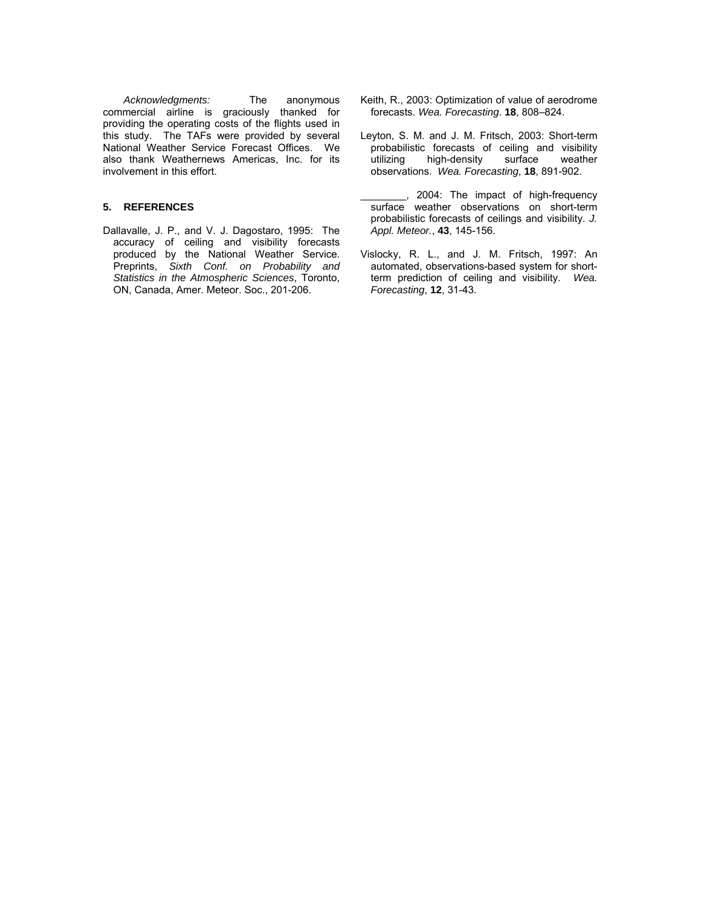*Acknowledgments:* The anonymous commercial airline is graciously thanked for providing the operating costs of the flights used in this study. The TAFs were provided by several National Weather Service Forecast Offices. We also thank Weathernews Americas, Inc. for its involvement in this effort.

## 5. REFERENCES

Dallavalle, J. P., and V. J. Dagostaro, 1995: The accuracy of ceiling and visibility forecasts produced by the National Weather Service. Preprints, *Sixth Conf. on Probability and Statistics in the Atmospheric Sciences*, Toronto, ON, Canada, Amer. Meteor. Soc., 201-206.

Keith, R., 2003: Optimization of value of aerodrome forecasts. *Wea. Forecasting*. **18**, 808–824.

Leyton, S. M. and J. M. Fritsch, 2003: Short-term probabilistic forecasts of ceiling and visibility utilizing high-density surface weather observations. *Wea. Forecasting*, **18**, 891-902.

________, 2004: The impact of high-frequency surface weather observations on short-term probabilistic forecasts of ceilings and visibility. *J. Appl. Meteor.*, **43**, 145-156.

Vislocky, R. L., and J. M. Fritsch, 1997: An automated, observations-based system for short-term prediction of ceiling and visibility. *Wea. Forecasting*, **12**, 31-43.